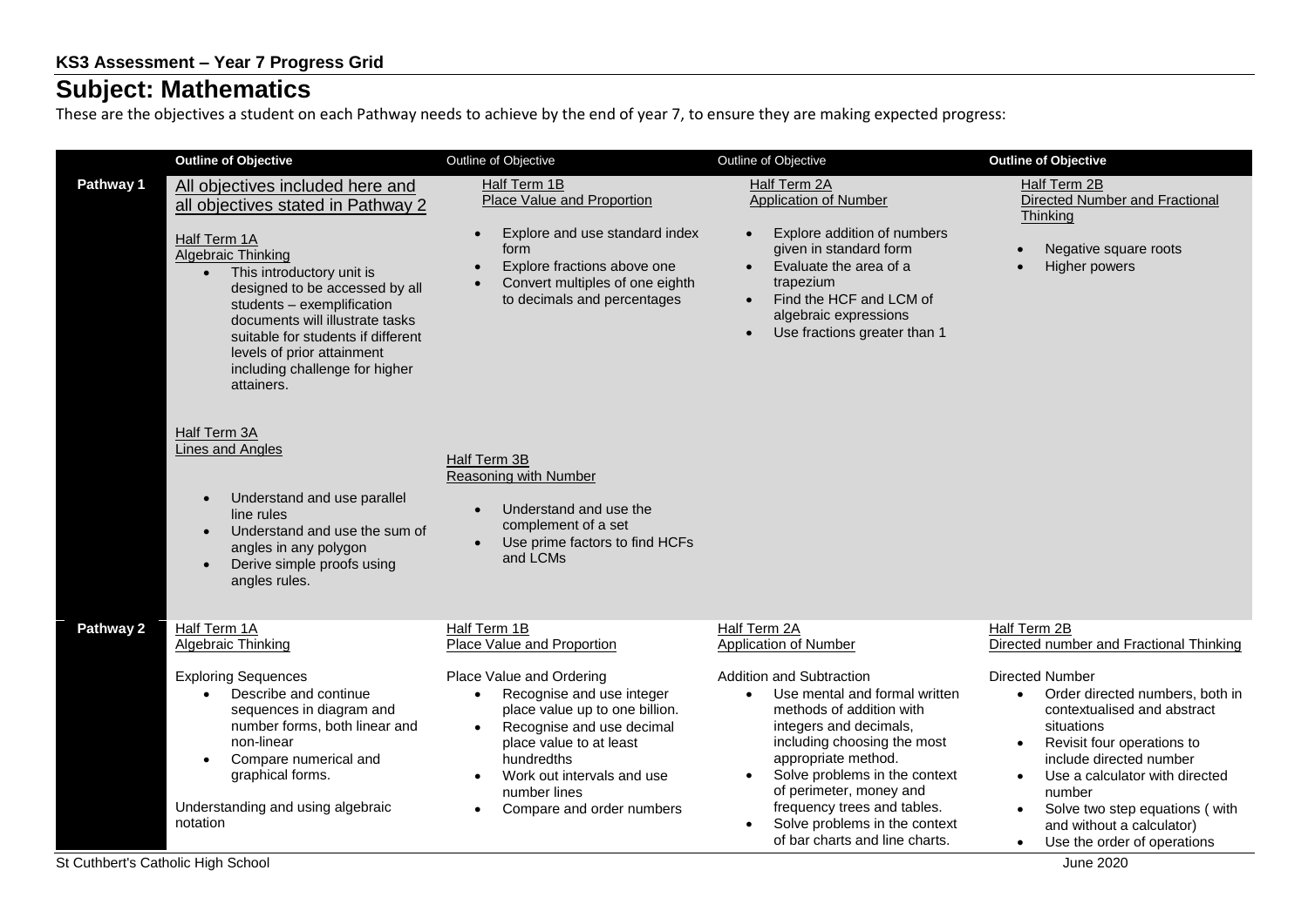**KS3 Assessment – Year 7 Progress Grid**

# Subject: Mathematics

These are the objectives a student on each Pathway needs to achieve by the end of year 7, to ensure they are making expected progress:

| | **Outline of Objective** | Outline of Objective | Outline of Objective | **Outline of Objective** |
|---|---|---|---|---|
| **Pathway 1** | All objectives included here and all objectives stated in Pathway 2<br><br>Half Term 1A<br>Algebraic Thinking<br>• This introductory unit is designed to be accessed by all students – exemplification documents will illustrate tasks suitable for students if different levels of prior attainment including challenge for higher attainers.<br><br>Half Term 3A<br>Lines and Angles<br>• Understand and use parallel line rules<br>• Understand and use the sum of angles in any polygon<br>• Derive simple proofs using angles rules. | Half Term 1B<br>Place Value and Proportion<br>• Explore and use standard index form<br>• Explore fractions above one<br>• Convert multiples of one eighth to decimals and percentages<br><br>Half Term 3B<br>Reasoning with Number<br>• Understand and use the complement of a set<br>• Use prime factors to find HCFs and LCMs | Half Term 2A<br>Application of Number<br>• Explore addition of numbers given in standard form<br>• Evaluate the area of a trapezium<br>• Find the HCF and LCM of algebraic expressions<br>• Use fractions greater than 1 | Half Term 2B<br>Directed Number and Fractional Thinking<br>• Negative square roots<br>• Higher powers |
| **Pathway 2** | Half Term 1A<br>Algebraic Thinking<br><br>Exploring Sequences<br>• Describe and continue sequences in diagram and number forms, both linear and non-linear<br>• Compare numerical and graphical forms.<br><br>Understanding and using algebraic notation | Half Term 1B<br>Place Value and Proportion<br><br>Place Value and Ordering<br>• Recognise and use integer place value up to one billion.<br>• Recognise and use decimal place value to at least hundredths<br>• Work out intervals and use number lines<br>• Compare and order numbers | Half Term 2A<br>Application of Number<br><br>Addition and Subtraction<br>• Use mental and formal written methods of addition with integers and decimals, including choosing the most appropriate method.<br>• Solve problems in the context of perimeter, money and frequency trees and tables.<br>• Solve problems in the context of bar charts and line charts. | Half Term 2B<br>Directed number and Fractional Thinking<br><br>Directed Number<br>• Order directed numbers, both in contextualised and abstract situations<br>• Revisit four operations to include directed number<br>• Use a calculator with directed number<br>• Solve two step equations ( with and without a calculator)<br>• Use the order of operations |

St Cuthbert's Catholic High School

June 2020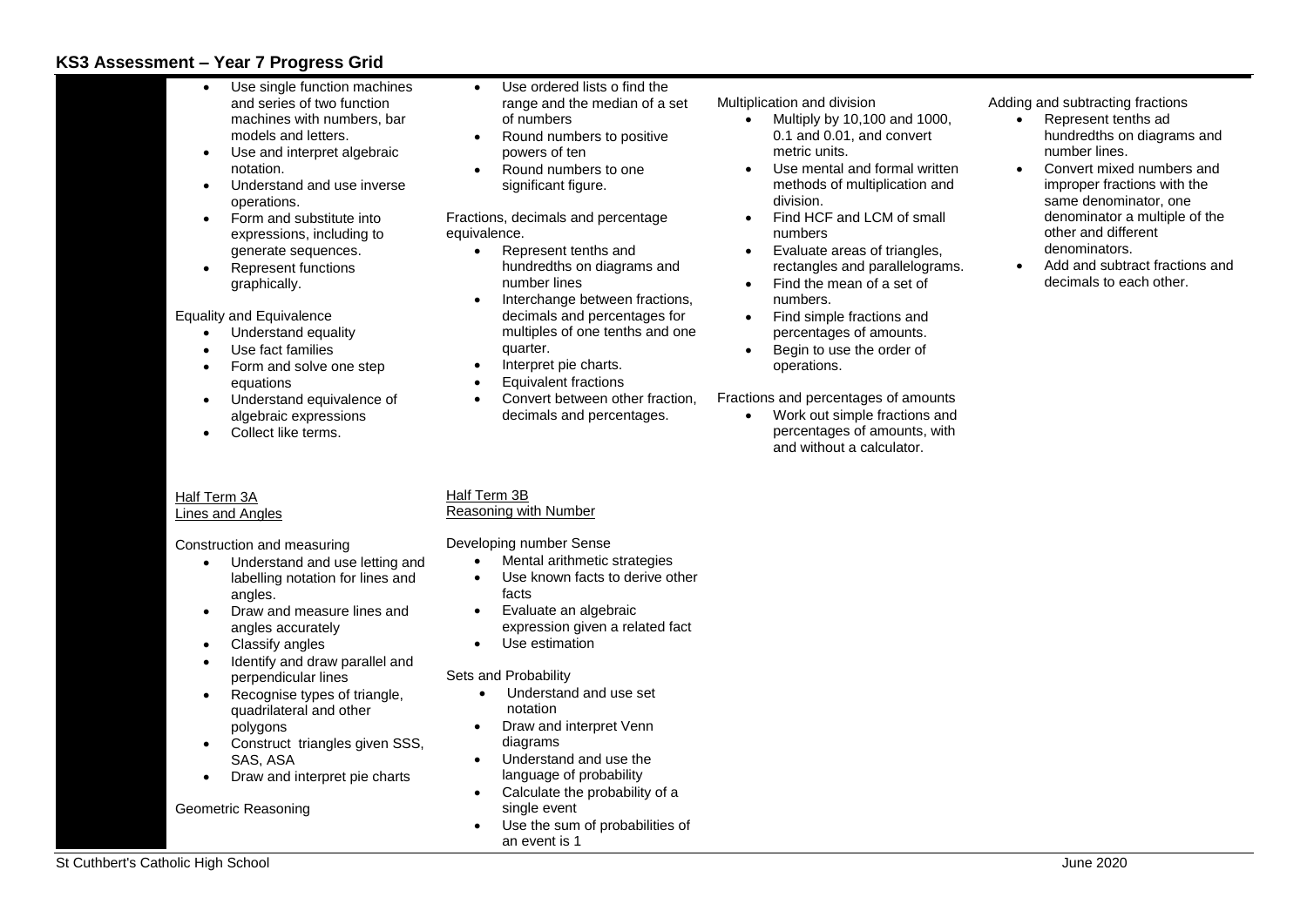## KS3 Assessment – Year 7 Progress Grid

- Use single function machines and series of two function machines with numbers, bar models and letters.
- Use and interpret algebraic notation.
- Understand and use inverse operations.
- Form and substitute into expressions, including to generate sequences.
- Represent functions graphically.

Equality and Equivalence

- Understand equality
- Use fact families
- Form and solve one step equations
- Understand equivalence of algebraic expressions
- Collect like terms.

<u>Half Term 3A</u>
<u>Lines and Angles</u>

Construction and measuring

- Understand and use letting and labelling notation for lines and angles.
- Draw and measure lines and angles accurately
- Classify angles
- Identify and draw parallel and perpendicular lines
- Recognise types of triangle, quadrilateral and other polygons
- Construct triangles given SSS, SAS, ASA
- Draw and interpret pie charts

Geometric Reasoning

- Use ordered lists o find the range and the median of a set of numbers
- Round numbers to positive powers of ten
- Round numbers to one significant figure.

Fractions, decimals and percentage equivalence.

- Represent tenths and hundredths on diagrams and number lines
- Interchange between fractions, decimals and percentages for multiples of one tenths and one quarter.
- Interpret pie charts.
- Equivalent fractions
- Convert between other fraction, decimals and percentages.

<u>Half Term 3B</u>
<u>Reasoning with Number</u>

Developing number Sense

- Mental arithmetic strategies
- Use known facts to derive other facts
- Evaluate an algebraic expression given a related fact
- Use estimation

Sets and Probability

- Understand and use set notation
- Draw and interpret Venn diagrams
- Understand and use the language of probability
- Calculate the probability of a single event
- Use the sum of probabilities of an event is 1

Multiplication and division

- Multiply by 10,100 and 1000, 0.1 and 0.01, and convert metric units.
- Use mental and formal written methods of multiplication and division.
- Find HCF and LCM of small numbers
- Evaluate areas of triangles, rectangles and parallelograms.
- Find the mean of a set of numbers.
- Find simple fractions and percentages of amounts.
- Begin to use the order of operations.

Fractions and percentages of amounts

- Work out simple fractions and percentages of amounts, with and without a calculator.

Adding and subtracting fractions

- Represent tenths ad hundredths on diagrams and number lines.
- Convert mixed numbers and improper fractions with the same denominator, one denominator a multiple of the other and different denominators.
- Add and subtract fractions and decimals to each other.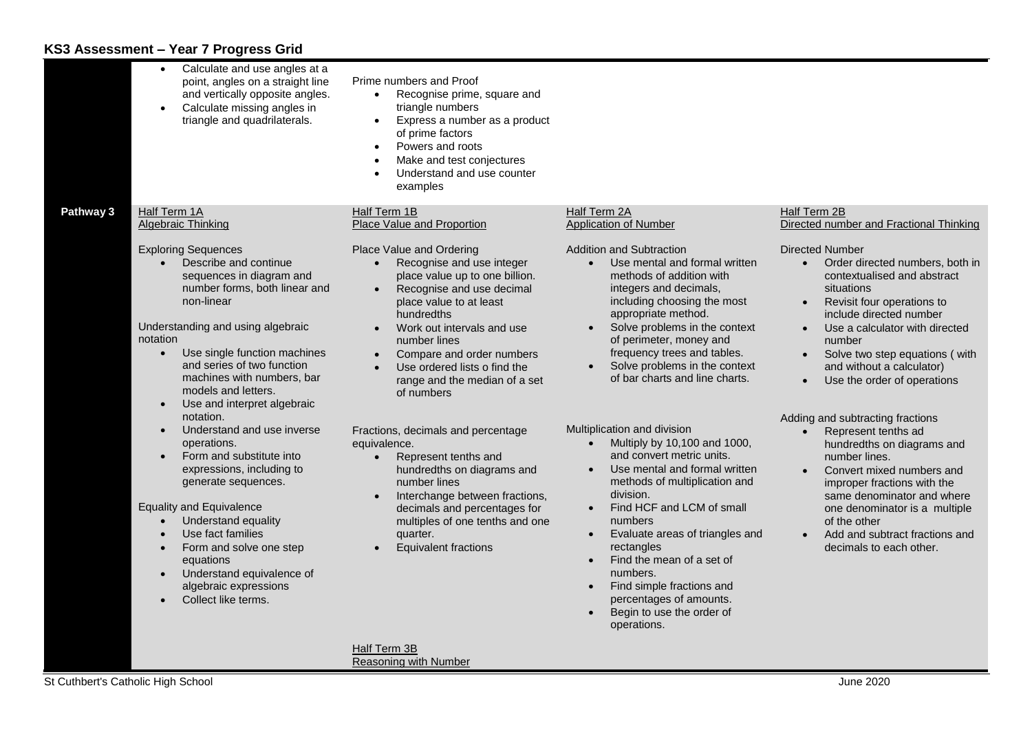# KS3 Assessment – Year 7 Progress Grid

| | | | | |
|---|---|---|---|---|
| | • Calculate and use angles at a point, angles on a straight line and vertically opposite angles.<br>• Calculate missing angles in triangle and quadrilaterals. | Prime numbers and Proof<br>• Recognise prime, square and triangle numbers<br>• Express a number as a product of prime factors<br>• Powers and roots<br>• Make and test conjectures<br>• Understand and use counter examples | | |
| **Pathway 3** | Half Term 1A<br>Algebraic Thinking<br><br>Exploring Sequences<br>• Describe and continue sequences in diagram and number forms, both linear and non-linear<br><br>Understanding and using algebraic notation<br>• Use single function machines and series of two function machines with numbers, bar models and letters.<br>• Use and interpret algebraic notation.<br>• Understand and use inverse operations.<br>• Form and substitute into expressions, including to generate sequences.<br><br>Equality and Equivalence<br>• Understand equality<br>• Use fact families<br>• Form and solve one step equations<br>• Understand equivalence of algebraic expressions<br>• Collect like terms. | Half Term 1B<br>Place Value and Proportion<br><br>Place Value and Ordering<br>• Recognise and use integer place value up to one billion.<br>• Recognise and use decimal place value to at least hundredths<br>• Work out intervals and use number lines<br>• Compare and order numbers<br>• Use ordered lists o find the range and the median of a set of numbers<br><br>Fractions, decimals and percentage equivalence.<br>• Represent tenths and hundredths on diagrams and number lines<br>• Interchange between fractions, decimals and percentages for multiples of one tenths and one quarter.<br>• Equivalent fractions<br><br>Half Term 3B<br>Reasoning with Number | Half Term 2A<br>Application of Number<br><br>Addition and Subtraction<br>• Use mental and formal written methods of addition with integers and decimals, including choosing the most appropriate method.<br>• Solve problems in the context of perimeter, money and frequency trees and tables.<br>• Solve problems in the context of bar charts and line charts.<br><br>Multiplication and division<br>• Multiply by 10,100 and 1000, and convert metric units.<br>• Use mental and formal written methods of multiplication and division.<br>• Find HCF and LCM of small numbers<br>• Evaluate areas of triangles and rectangles<br>• Find the mean of a set of numbers.<br>• Find simple fractions and percentages of amounts.<br>• Begin to use the order of operations. | Half Term 2B<br>Directed number and Fractional Thinking<br><br>Directed Number<br>• Order directed numbers, both in contextualised and abstract situations<br>• Revisit four operations to include directed number<br>• Use a calculator with directed number<br>• Solve two step equations ( with and without a calculator)<br>• Use the order of operations<br><br>Adding and subtracting fractions<br>• Represent tenths ad hundredths on diagrams and number lines.<br>• Convert mixed numbers and improper fractions with the same denominator and where one denominator is a multiple of the other<br>• Add and subtract fractions and decimals to each other. |

St Cuthbert's Catholic High School — June 2020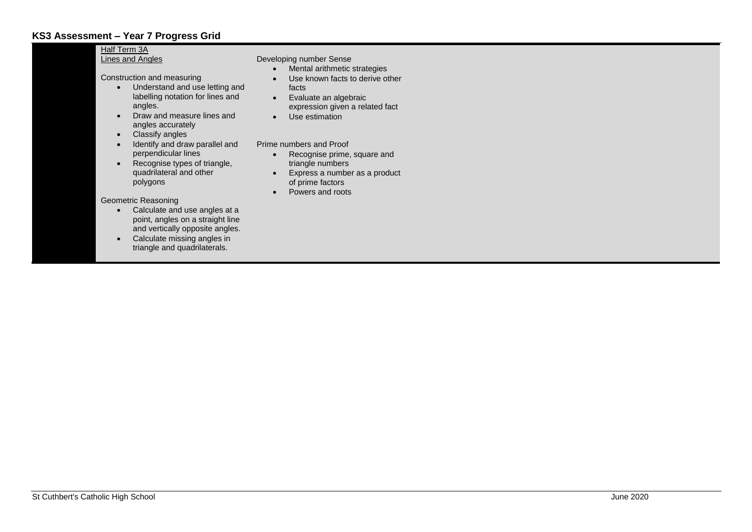## KS3 Assessment – Year 7 Progress Grid

| | | |
|---|---|---|
| | Half Term 3A<br>Lines and Angles<br><br>Construction and measuring<br>• Understand and use letting and labelling notation for lines and angles.<br>• Draw and measure lines and angles accurately<br>• Classify angles<br>• Identify and draw parallel and perpendicular lines<br>• Recognise types of triangle, quadrilateral and other polygons<br><br>Geometric Reasoning<br>• Calculate and use angles at a point, angles on a straight line and vertically opposite angles.<br>• Calculate missing angles in triangle and quadrilaterals. | Developing number Sense<br>• Mental arithmetic strategies<br>• Use known facts to derive other facts<br>• Evaluate an algebraic expression given a related fact<br>• Use estimation<br><br>Prime numbers and Proof<br>• Recognise prime, square and triangle numbers<br>• Express a number as a product of prime factors<br>• Powers and roots |